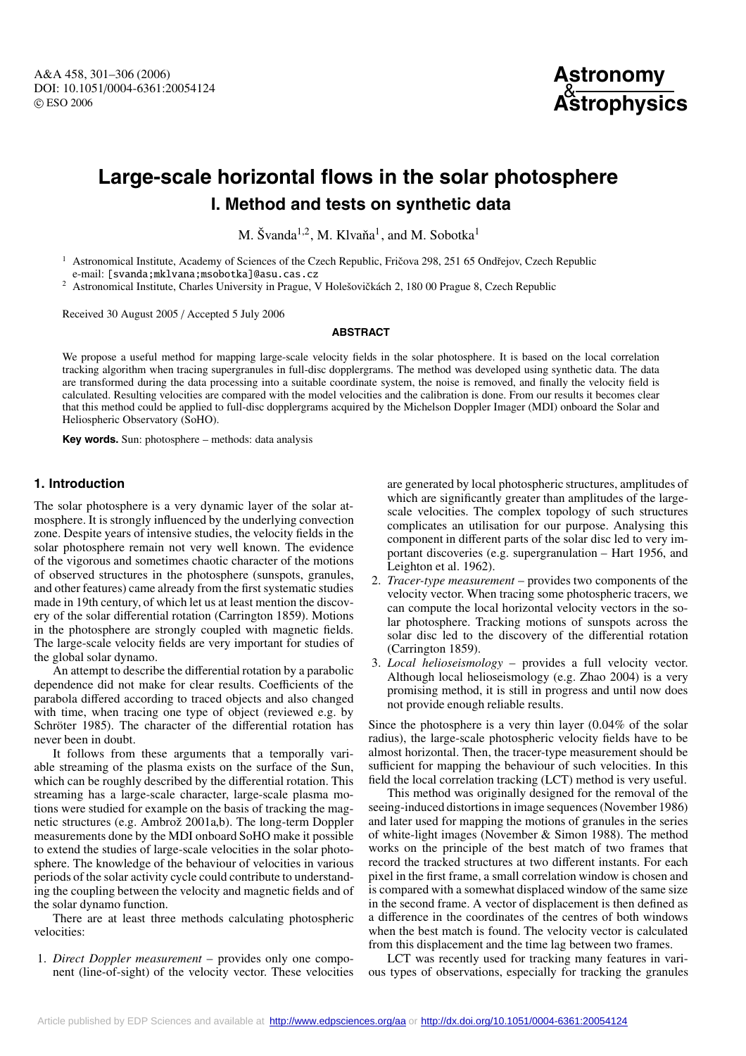# Large-scale horizontal flows in the solar photosphere

## I. Method and tests on synthetic data

M. Švanda[1,2], M. Klvaňa[1], and M. Sobotka[1]

[1] Astronomical Institute, Academy of Sciences of the Czech Republic, Fričova 298, 251 65 Ondřejov, Czech Republic
e-mail: [svanda;mklvana;msobotka]@asu.cas.cz

[2] Astronomical Institute, Charles University in Prague, V Holešovičkách 2, 180 00 Prague 8, Czech Republic

Received 30 August 2005 / Accepted 5 July 2006

### ABSTRACT

We propose a useful method for mapping large-scale velocity fields in the solar photosphere. It is based on the local correlation tracking algorithm when tracing supergranules in full-disc dopplergrams. The method was developed using synthetic data. The data are transformed during the data processing into a suitable coordinate system, the noise is removed, and finally the velocity field is calculated. Resulting velocities are compared with the model velocities and the calibration is done. From our results it becomes clear that this method could be applied to full-disc dopplergrams acquired by the Michelson Doppler Imager (MDI) onboard the Solar and Heliospheric Observatory (SoHO).

**Key words.** Sun: photosphere – methods: data analysis

## 1. Introduction

The solar photosphere is a very dynamic layer of the solar atmosphere. It is strongly influenced by the underlying convection zone. Despite years of intensive studies, the velocity fields in the solar photosphere remain not very well known. The evidence of the vigorous and sometimes chaotic character of the motions of observed structures in the photosphere (sunspots, granules, and other features) came already from the first systematic studies made in 19th century, of which let us at least mention the discovery of the solar differential rotation (Carrington 1859). Motions in the photosphere are strongly coupled with magnetic fields. The large-scale velocity fields are very important for studies of the global solar dynamo.

An attempt to describe the differential rotation by a parabolic dependence did not make for clear results. Coefficients of the parabola differed according to traced objects and also changed with time, when tracing one type of object (reviewed e.g. by Schröter 1985). The character of the differential rotation has never been in doubt.

It follows from these arguments that a temporally variable streaming of the plasma exists on the surface of the Sun, which can be roughly described by the differential rotation. This streaming has a large-scale character, large-scale plasma motions were studied for example on the basis of tracking the magnetic structures (e.g. Ambrož 2001a,b). The long-term Doppler measurements done by the MDI onboard SoHO make it possible to extend the studies of large-scale velocities in the solar photosphere. The knowledge of the behaviour of velocities in various periods of the solar activity cycle could contribute to understanding the coupling between the velocity and magnetic fields and of the solar dynamo function.

There are at least three methods calculating photospheric velocities:

1. *Direct Doppler measurement* – provides only one component (line-of-sight) of the velocity vector. These velocities are generated by local photospheric structures, amplitudes of which are significantly greater than amplitudes of the large-scale velocities. The complex topology of such structures complicates an utilisation for our purpose. Analysing this component in different parts of the solar disc led to very important discoveries (e.g. supergranulation – Hart 1956, and Leighton et al. 1962).
2. *Tracer-type measurement* – provides two components of the velocity vector. When tracing some photospheric tracers, we can compute the local horizontal velocity vectors in the solar photosphere. Tracking motions of sunspots across the solar disc led to the discovery of the differential rotation (Carrington 1859).
3. *Local helioseismology* – provides a full velocity vector. Although local helioseismology (e.g. Zhao 2004) is a very promising method, it is still in progress and until now does not provide enough reliable results.

Since the photosphere is a very thin layer (0.04% of the solar radius), the large-scale photospheric velocity fields have to be almost horizontal. Then, the tracer-type measurement should be sufficient for mapping the behaviour of such velocities. In this field the local correlation tracking (LCT) method is very useful.

This method was originally designed for the removal of the seeing-induced distortions in image sequences (November 1986) and later used for mapping the motions of granules in the series of white-light images (November & Simon 1988). The method works on the principle of the best match of two frames that record the tracked structures at two different instants. For each pixel in the first frame, a small correlation window is chosen and is compared with a somewhat displaced window of the same size in the second frame. A vector of displacement is then defined as a difference in the coordinates of the centres of both windows when the best match is found. The velocity vector is calculated from this displacement and the time lag between two frames.

LCT was recently used for tracking many features in various types of observations, especially for tracking the granules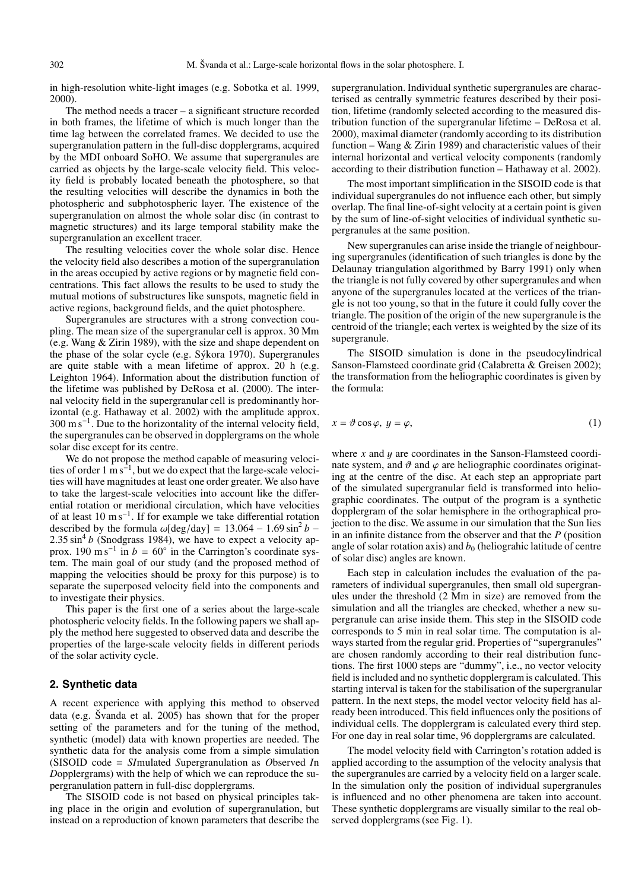in high-resolution white-light images (e.g. Sobotka et al. 1999, 2000).

The method needs a tracer – a significant structure recorded in both frames, the lifetime of which is much longer than the time lag between the correlated frames. We decided to use the supergranulation pattern in the full-disc dopplergrams, acquired by the MDI onboard SoHO. We assume that supergranules are carried as objects by the large-scale velocity field. This velocity field is probably located beneath the photosphere, so that the resulting velocities will describe the dynamics in both the photospheric and subphotospheric layer. The existence of the supergranulation on almost the whole solar disc (in contrast to magnetic structures) and its large temporal stability make the supergranulation an excellent tracer.

The resulting velocities cover the whole solar disc. Hence the velocity field also describes a motion of the supergranulation in the areas occupied by active regions or by magnetic field concentrations. This fact allows the results to be used to study the mutual motions of substructures like sunspots, magnetic field in active regions, background fields, and the quiet photosphere.

Supergranules are structures with a strong convection coupling. The mean size of the supergranular cell is approx. 30 Mm (e.g. Wang & Zirin 1989), with the size and shape dependent on the phase of the solar cycle (e.g. Sýkora 1970). Supergranules are quite stable with a mean lifetime of approx. 20 h (e.g. Leighton 1964). Information about the distribution function of the lifetime was published by DeRosa et al. (2000). The internal velocity field in the supergranular cell is predominantly horizontal (e.g. Hathaway et al. 2002) with the amplitude approx. 300 m s$^{-1}$. Due to the horizontality of the internal velocity field, the supergranules can be observed in dopplergrams on the whole solar disc except for its centre.

We do not propose the method capable of measuring velocities of order 1 m s$^{-1}$, but we do expect that the large-scale velocities will have magnitudes at least one order greater. We also have to take the largest-scale velocities into account like the differential rotation or meridional circulation, which have velocities of at least 10 m s$^{-1}$. If for example we take differential rotation described by the formula $\omega[\mathrm{deg/day}] = 13.064 - 1.69 \sin^2 b - 2.35 \sin^4 b$ (Snodgrass 1984), we have to expect a velocity approx. 190 m s$^{-1}$ in $b = 60^\circ$ in the Carrington's coordinate system. The main goal of our study (and the proposed method of mapping the velocities should be proxy for this purpose) is to separate the superposed velocity field into the components and to investigate their physics.

This paper is the first one of a series about the large-scale photospheric velocity fields. In the following papers we shall apply the method here suggested to observed data and describe the properties of the large-scale velocity fields in different periods of the solar activity cycle.

## 2. Synthetic data

A recent experience with applying this method to observed data (e.g. Švanda et al. 2005) has shown that for the proper setting of the parameters and for the tuning of the method, synthetic (model) data with known properties are needed. The synthetic data for the analysis come from a simple simulation (SISOID code = *SI*mulated *S*upergranulation as *O*bserved *I*n *D*opplergrams) with the help of which we can reproduce the supergranulation pattern in full-disc dopplergrams.

The SISOID code is not based on physical principles taking place in the origin and evolution of supergranulation, but instead on a reproduction of known parameters that describe the supergranulation. Individual synthetic supergranules are characterised as centrally symmetric features described by their position, lifetime (randomly selected according to the measured distribution function of the supergranular lifetime – DeRosa et al. 2000), maximal diameter (randomly according to its distribution function – Wang & Zirin 1989) and characteristic values of their internal horizontal and vertical velocity components (randomly according to their distribution function – Hathaway et al. 2002).

The most important simplification in the SISOID code is that individual supergranules do not influence each other, but simply overlap. The final line-of-sight velocity at a certain point is given by the sum of line-of-sight velocities of individual synthetic supergranules at the same position.

New supergranules can arise inside the triangle of neighbouring supergranules (identification of such triangles is done by the Delaunay triangulation algorithmed by Barry 1991) only when the triangle is not fully covered by other supergranules and when anyone of the supergranules located at the vertices of the triangle is not too young, so that in the future it could fully cover the triangle. The position of the origin of the new supergranule is the centroid of the triangle; each vertex is weighted by the size of its supergranule.

The SISOID simulation is done in the pseudocylindrical Sanson-Flamsteed coordinate grid (Calabretta & Greisen 2002); the transformation from the heliographic coordinates is given by the formula:

$$x = \vartheta \cos\varphi,\ y = \varphi, \tag{1}$$

where $x$ and $y$ are coordinates in the Sanson-Flamsteed coordinate system, and $\vartheta$ and $\varphi$ are heliographic coordinates originating at the centre of the disc. At each step an appropriate part of the simulated supergranular field is transformed into heliographic coordinates. The output of the program is a synthetic dopplergram of the solar hemisphere in the orthographical projection to the disc. We assume in our simulation that the Sun lies in an infinite distance from the observer and that the $P$ (position angle of solar rotation axis) and $b_0$ (heliograhic latitude of centre of solar disc) angles are known.

Each step in calculation includes the evaluation of the parameters of individual supergranules, then small old supergranules under the threshold (2 Mm in size) are removed from the simulation and all the triangles are checked, whether a new supergranule can arise inside them. This step in the SISOID code corresponds to 5 min in real solar time. The computation is always started from the regular grid. Properties of "supergranules" are chosen randomly according to their real distribution functions. The first 1000 steps are "dummy", i.e., no vector velocity field is included and no synthetic dopplergram is calculated. This starting interval is taken for the stabilisation of the supergranular pattern. In the next steps, the model vector velocity field has already been introduced. This field influences only the positions of individual cells. The dopplergram is calculated every third step. For one day in real solar time, 96 dopplergrams are calculated.

The model velocity field with Carrington's rotation added is applied according to the assumption of the velocity analysis that the supergranules are carried by a velocity field on a larger scale. In the simulation only the position of individual supergranules is influenced and no other phenomena are taken into account. These synthetic dopplergrams are visually similar to the real observed dopplergrams (see Fig. 1).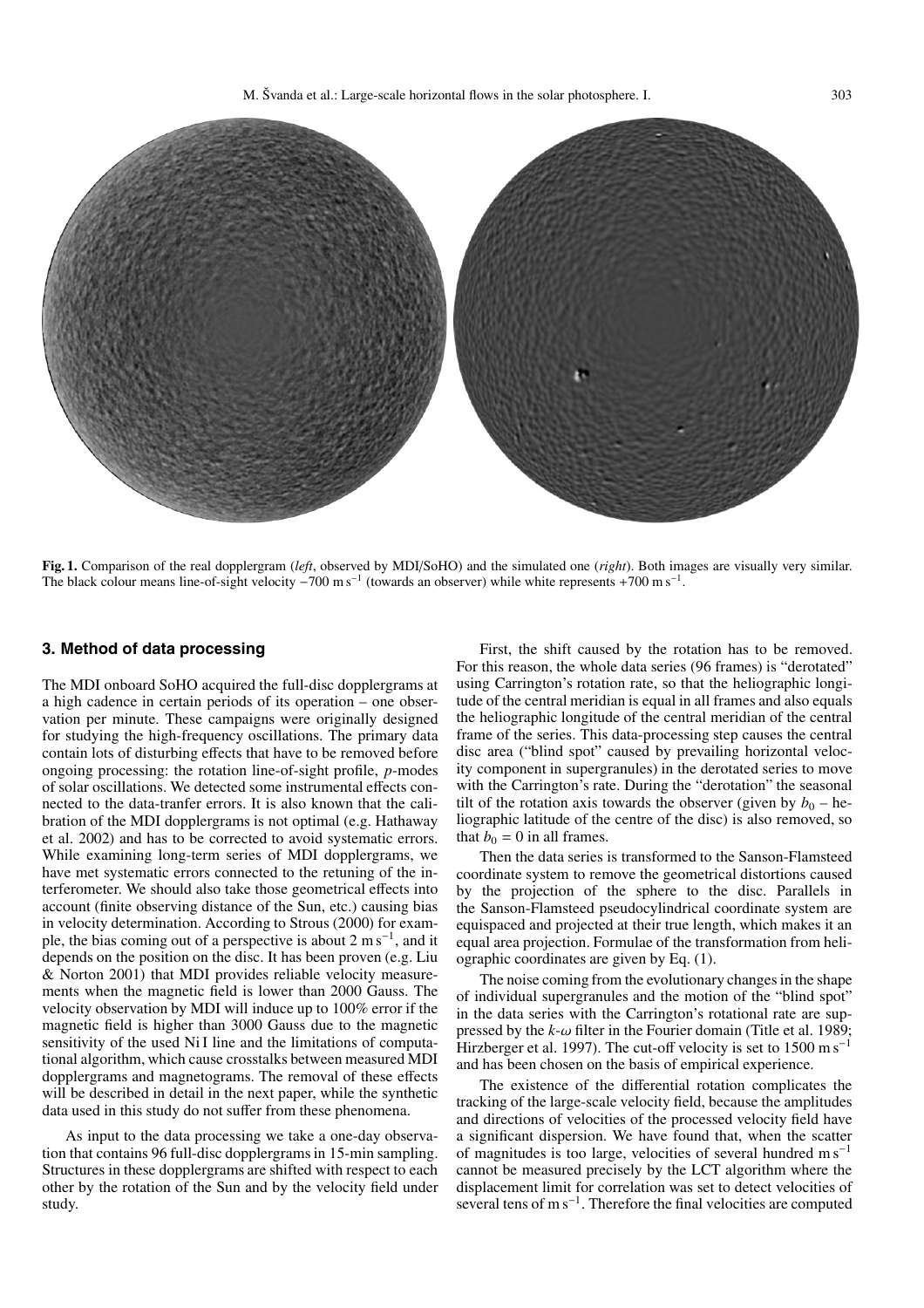**Fig. 1.** Comparison of the real dopplergram (*left*, observed by MDI/SoHO) and the simulated one (*right*). Both images are visually very similar. The black colour means line-of-sight velocity $-700$ m s$^{-1}$ (towards an observer) while white represents $+700$ m s$^{-1}$.

## 3. Method of data processing

The MDI onboard SoHO acquired the full-disc dopplergrams at a high cadence in certain periods of its operation – one observation per minute. These campaigns were originally designed for studying the high-frequency oscillations. The primary data contain lots of disturbing effects that have to be removed before ongoing processing: the rotation line-of-sight profile, *p*-modes of solar oscillations. We detected some instrumental effects connected to the data-tranfer errors. It is also known that the calibration of the MDI dopplergrams is not optimal (e.g. Hathaway et al. 2002) and has to be corrected to avoid systematic errors. While examining long-term series of MDI dopplergrams, we have met systematic errors connected to the retuning of the interferometer. We should also take those geometrical effects into account (finite observing distance of the Sun, etc.) causing bias in velocity determination. According to Strous (2000) for example, the bias coming out of a perspective is about 2 m s$^{-1}$, and it depends on the position on the disc. It has been proven (e.g. Liu & Norton 2001) that MDI provides reliable velocity measurements when the magnetic field is lower than 2000 Gauss. The velocity observation by MDI will induce up to 100% error if the magnetic field is higher than 3000 Gauss due to the magnetic sensitivity of the used Ni I line and the limitations of computational algorithm, which cause crosstalks between measured MDI dopplergrams and magnetograms. The removal of these effects will be described in detail in the next paper, while the synthetic data used in this study do not suffer from these phenomena.

As input to the data processing we take a one-day observation that contains 96 full-disc dopplergrams in 15-min sampling. Structures in these dopplergrams are shifted with respect to each other by the rotation of the Sun and by the velocity field under study.

First, the shift caused by the rotation has to be removed. For this reason, the whole data series (96 frames) is "derotated" using Carrington's rotation rate, so that the heliographic longitude of the central meridian is equal in all frames and also equals the heliographic longitude of the central meridian of the central frame of the series. This data-processing step causes the central disc area ("blind spot" caused by prevailing horizontal velocity component in supergranules) in the derotated series to move with the Carrington's rate. During the "derotation" the seasonal tilt of the rotation axis towards the observer (given by $b_0$ – heliographic latitude of the centre of the disc) is also removed, so that $b_0 = 0$ in all frames.

Then the data series is transformed to the Sanson-Flamsteed coordinate system to remove the geometrical distortions caused by the projection of the sphere to the disc. Parallels in the Sanson-Flamsteed pseudocylindrical coordinate system are equispaced and projected at their true length, which makes it an equal area projection. Formulae of the transformation from heliographic coordinates are given by Eq. (1).

The noise coming from the evolutionary changes in the shape of individual supergranules and the motion of the "blind spot" in the data series with the Carrington's rotational rate are suppressed by the $k$-$\omega$ filter in the Fourier domain (Title et al. 1989; Hirzberger et al. 1997). The cut-off velocity is set to 1500 m s$^{-1}$ and has been chosen on the basis of empirical experience.

The existence of the differential rotation complicates the tracking of the large-scale velocity field, because the amplitudes and directions of velocities of the processed velocity field have a significant dispersion. We have found that, when the scatter of magnitudes is too large, velocities of several hundred m s$^{-1}$ cannot be measured precisely by the LCT algorithm where the displacement limit for correlation was set to detect velocities of several tens of m s$^{-1}$. Therefore the final velocities are computed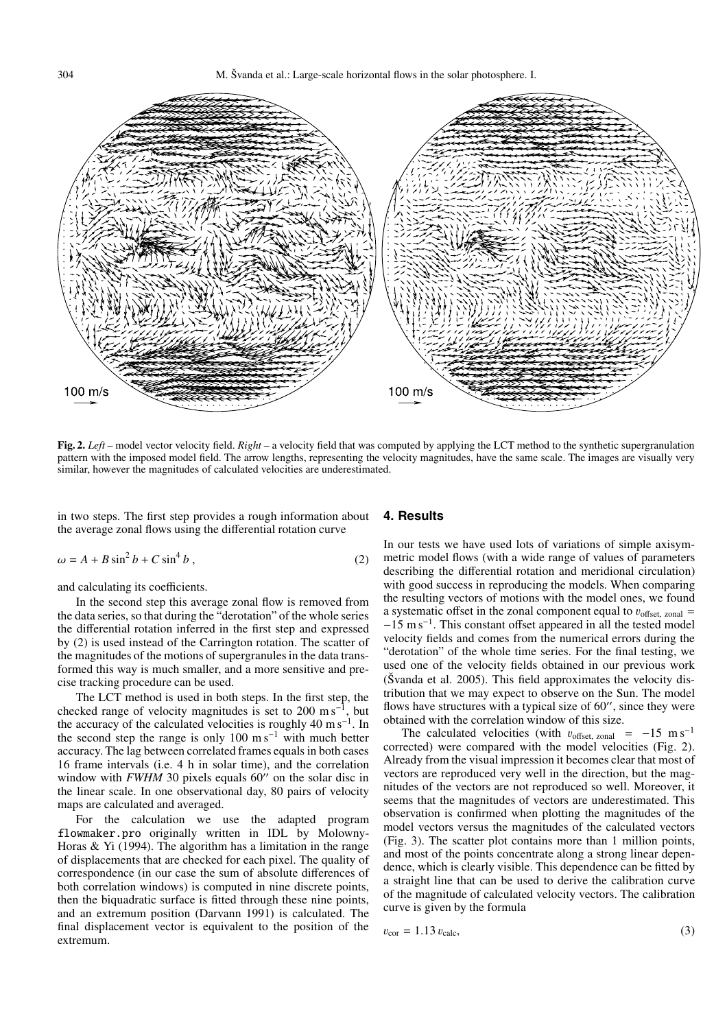**Fig. 2.** *Left* – model vector velocity field. *Right* – a velocity field that was computed by applying the LCT method to the synthetic supergranulation pattern with the imposed model field. The arrow lengths, representing the velocity magnitudes, have the same scale. The images are visually very similar, however the magnitudes of calculated velocities are underestimated.

in two steps. The first step provides a rough information about the average zonal flows using the differential rotation curve

$$\omega = A + B \sin^2 b + C \sin^4 b \,, \tag{2}$$

and calculating its coefficients.

In the second step this average zonal flow is removed from the data series, so that during the "derotation" of the whole series the differential rotation inferred in the first step and expressed by (2) is used instead of the Carrington rotation. The scatter of the magnitudes of the motions of supergranules in the data transformed this way is much smaller, and a more sensitive and precise tracking procedure can be used.

The LCT method is used in both steps. In the first step, the checked range of velocity magnitudes is set to 200 $\mathrm{m\,s^{-1}}$, but the accuracy of the calculated velocities is roughly 40 $\mathrm{m\,s^{-1}}$. In the second step the range is only 100 $\mathrm{m\,s^{-1}}$ with much better accuracy. The lag between correlated frames equals in both cases 16 frame intervals (i.e. 4 h in solar time), and the correlation window with *FWHM* 30 pixels equals 60″ on the solar disc in the linear scale. In one observational day, 80 pairs of velocity maps are calculated and averaged.

For the calculation we use the adapted program `flowmaker.pro` originally written in IDL by Molowny-Horas & Yi (1994). The algorithm has a limitation in the range of displacements that are checked for each pixel. The quality of correspondence (in our case the sum of absolute differences of both correlation windows) is computed in nine discrete points, then the biquadratic surface is fitted through these nine points, and an extremum position (Darvann 1991) is calculated. The final displacement vector is equivalent to the position of the extremum.

## 4. Results

In our tests we have used lots of variations of simple axisymmetric model flows (with a wide range of values of parameters describing the differential rotation and meridional circulation) with good success in reproducing the models. When comparing the resulting vectors of motions with the model ones, we found a systematic offset in the zonal component equal to $v_{\text{offset, zonal}} = -15\ \mathrm{m\,s^{-1}}$. This constant offset appeared in all the tested model velocity fields and comes from the numerical errors during the "derotation" of the whole time series. For the final testing, we used one of the velocity fields obtained in our previous work (Švanda et al. 2005). This field approximates the velocity distribution that we may expect to observe on the Sun. The model flows have structures with a typical size of 60″, since they were obtained with the correlation window of this size.

The calculated velocities (with $v_{\text{offset, zonal}} = -15\ \mathrm{m\,s^{-1}}$ corrected) were compared with the model velocities (Fig. 2). Already from the visual impression it becomes clear that most of vectors are reproduced very well in the direction, but the magnitudes of the vectors are not reproduced so well. Moreover, it seems that the magnitudes of vectors are underestimated. This observation is confirmed when plotting the magnitudes of the model vectors versus the magnitudes of the calculated vectors (Fig. 3). The scatter plot contains more than 1 million points, and most of the points concentrate along a strong linear dependence, which is clearly visible. This dependence can be fitted by a straight line that can be used to derive the calibration curve of the magnitude of calculated velocity vectors. The calibration curve is given by the formula

$$v_{\text{cor}} = 1.13\, v_{\text{calc}}, \tag{3}$$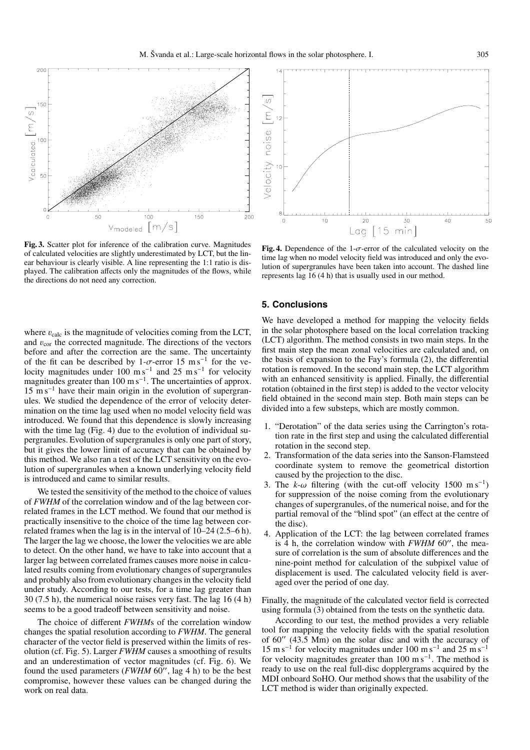**Fig. 3.** Scatter plot for inference of the calibration curve. Magnitudes of calculated velocities are slightly underestimated by LCT, but the linear behaviour is clearly visible. A line representing the 1:1 ratio is displayed. The calibration affects only the magnitudes of the flows, while the directions do not need any correction.

**Fig. 4.** Dependence of the 1-$\sigma$-error of the calculated velocity on the time lag when no model velocity field was introduced and only the evolution of supergranules have been taken into account. The dashed line represents lag 16 (4 h) that is usually used in our method.

where $v_{\rm calc}$ is the magnitude of velocities coming from the LCT, and $v_{\rm cor}$ the corrected magnitude. The directions of the vectors before and after the correction are the same. The uncertainty of the fit can be described by 1-$\sigma$-error 15 m s$^{-1}$ for the velocity magnitudes under 100 m s$^{-1}$ and 25 m s$^{-1}$ for velocity magnitudes greater than 100 m s$^{-1}$. The uncertainties of approx. 15 m s$^{-1}$ have their main origin in the evolution of supergranules. We studied the dependence of the error of velocity determination on the time lag used when no model velocity field was introduced. We found that this dependence is slowly increasing with the time lag (Fig. 4) due to the evolution of individual supergranules. Evolution of supergranules is only one part of story, but it gives the lower limit of accuracy that can be obtained by this method. We also ran a test of the LCT sensitivity on the evolution of supergranules when a known underlying velocity field is introduced and came to similar results.

We tested the sensitivity of the method to the choice of values of *FWHM* of the correlation window and of the lag between correlated frames in the LCT method. We found that our method is practically insensitive to the choice of the time lag between correlated frames when the lag is in the interval of 10–24 (2.5–6 h). The larger the lag we choose, the lower the velocities we are able to detect. On the other hand, we have to take into account that a larger lag between correlated frames causes more noise in calculated results coming from evolutionary changes of supergranules and probably also from evolutionary changes in the velocity field under study. According to our tests, for a time lag greater than 30 (7.5 h), the numerical noise raises very fast. The lag 16 (4 h) seems to be a good tradeoff between sensitivity and noise.

The choice of different *FWHM*s of the correlation window changes the spatial resolution according to *FWHM*. The general character of the vector field is preserved within the limits of resolution (cf. Fig. 5). Larger *FWHM* causes a smoothing of results and an underestimation of vector magnitudes (cf. Fig. 6). We found the used parameters (*FWHM* 60″, lag 4 h) to be the best compromise, however these values can be changed during the work on real data.

## 5. Conclusions

We have developed a method for mapping the velocity fields in the solar photosphere based on the local correlation tracking (LCT) algorithm. The method consists in two main steps. In the first main step the mean zonal velocities are calculated and, on the basis of expansion to the Fay's formula (2), the differential rotation is removed. In the second main step, the LCT algorithm with an enhanced sensitivity is applied. Finally, the differential rotation (obtained in the first step) is added to the vector velocity field obtained in the second main step. Both main steps can be divided into a few substeps, which are mostly common.

1. "Derotation" of the data series using the Carrington's rotation rate in the first step and using the calculated differential rotation in the second step.
2. Transformation of the data series into the Sanson-Flamsteed coordinate system to remove the geometrical distortion caused by the projection to the disc.
3. The $k$-$\omega$ filtering (with the cut-off velocity 1500 m s$^{-1}$) for suppression of the noise coming from the evolutionary changes of supergranules, of the numerical noise, and for the partial removal of the "blind spot" (an effect at the centre of the disc).
4. Application of the LCT: the lag between correlated frames is 4 h, the correlation window with *FWHM* 60″, the measure of correlation is the sum of absolute differences and the nine-point method for calculation of the subpixel value of displacement is used. The calculated velocity field is averaged over the period of one day.

Finally, the magnitude of the calculated vector field is corrected using formula (3) obtained from the tests on the synthetic data.

According to our test, the method provides a very reliable tool for mapping the velocity fields with the spatial resolution of 60″ (43.5 Mm) on the solar disc and with the accuracy of 15 m s$^{-1}$ for velocity magnitudes under 100 m s$^{-1}$ and 25 m s$^{-1}$ for velocity magnitudes greater than 100 m s$^{-1}$. The method is ready to use on the real full-disc dopplergrams acquired by the MDI onboard SoHO. Our method shows that the usability of the LCT method is wider than originally expected.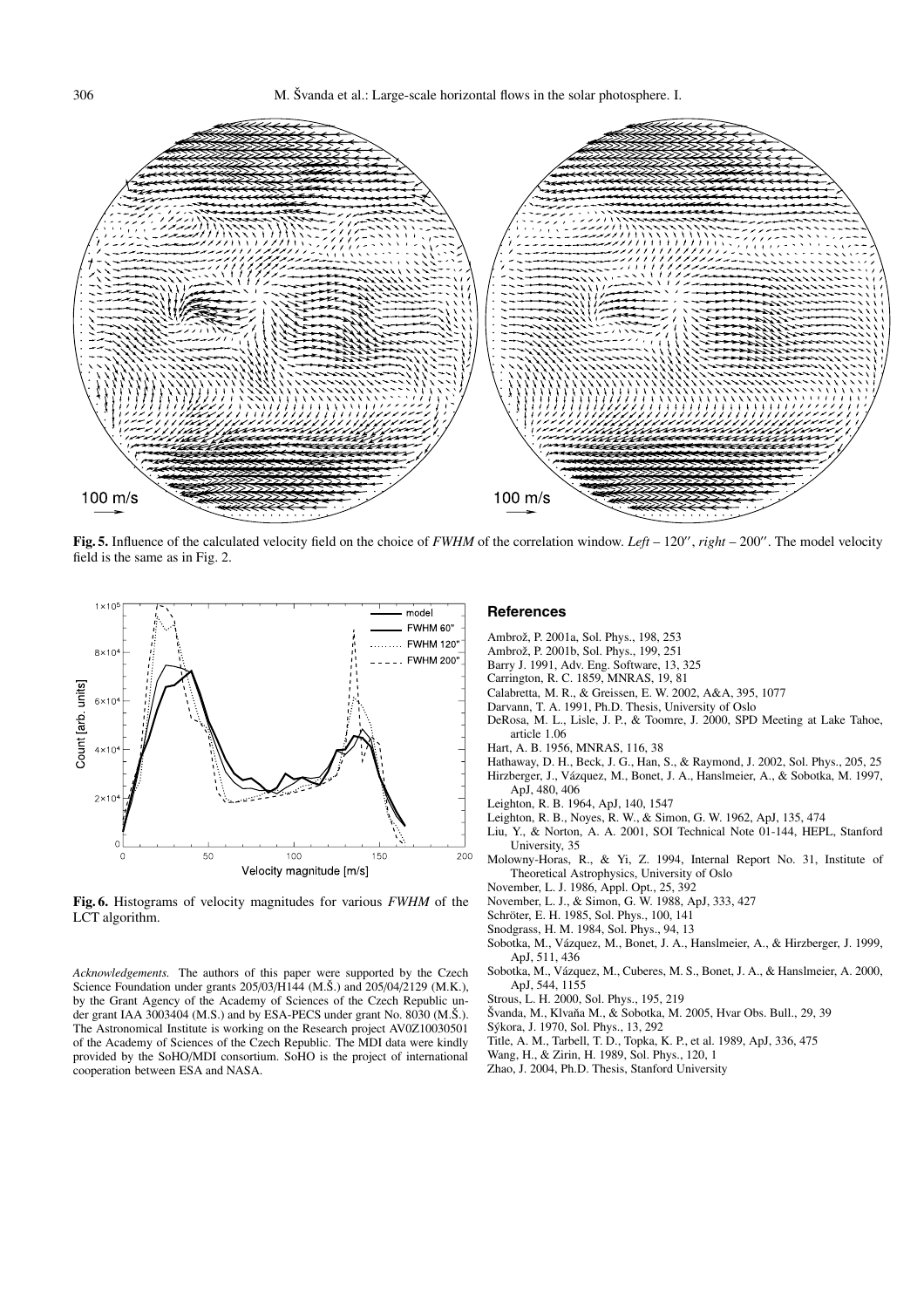100 m/s

100 m/s

**Fig. 5.** Influence of the calculated velocity field on the choice of *FWHM* of the correlation window. *Left* – 120″, *right* – 200″. The model velocity field is the same as in Fig. 2.

Count [arb. units]

Velocity magnitude [m/s]

model

FWHM 60"

FWHM 120"

FWHM 200"

0

$2\times10^4$

$4\times10^4$

$6\times10^4$

$8\times10^4$

$1\times10^5$

0 50 100 150 200

**Fig. 6.** Histograms of velocity magnitudes for various *FWHM* of the LCT algorithm.

*Acknowledgements.* The authors of this paper were supported by the Czech Science Foundation under grants 205/03/H144 (M.Š.) and 205/04/2129 (M.K.), by the Grant Agency of the Academy of Sciences of the Czech Republic under grant IAA 3003404 (M.S.) and by ESA-PECS under grant No. 8030 (M.Š.). The Astronomical Institute is working on the Research project AV0Z10030501 of the Academy of Sciences of the Czech Republic. The MDI data were kindly provided by the SoHO/MDI consortium. SoHO is the project of international cooperation between ESA and NASA.

## References

Ambrož, P. 2001a, Sol. Phys., 198, 253
Ambrož, P. 2001b, Sol. Phys., 199, 251
Barry J. 1991, Adv. Eng. Software, 13, 325
Carrington, R. C. 1859, MNRAS, 19, 81
Calabretta, M. R., & Greissen, E. W. 2002, A&A, 395, 1077
Darvann, T. A. 1991, Ph.D. Thesis, University of Oslo
DeRosa, M. L., Lisle, J. P., & Toomre, J. 2000, SPD Meeting at Lake Tahoe, article 1.06
Hart, A. B. 1956, MNRAS, 116, 38
Hathaway, D. H., Beck, J. G., Han, S., & Raymond, J. 2002, Sol. Phys., 205, 25
Hirzberger, J., Vázquez, M., Bonet, J. A., Hanslmeier, A., & Sobotka, M. 1997, ApJ, 480, 406
Leighton, R. B. 1964, ApJ, 140, 1547
Leighton, R. B., Noyes, R. W., & Simon, G. W. 1962, ApJ, 135, 474
Liu, Y., & Norton, A. A. 2001, SOI Technical Note 01-144, HEPL, Stanford University, 35
Molowny-Horas, R., & Yi, Z. 1994, Internal Report No. 31, Institute of Theoretical Astrophysics, University of Oslo
November, L. J. 1986, Appl. Opt., 25, 392
November, L. J., & Simon, G. W. 1988, ApJ, 333, 427
Schröter, E. H. 1985, Sol. Phys., 100, 141
Snodgrass, H. M. 1984, Sol. Phys., 94, 13
Sobotka, M., Vázquez, M., Bonet, J. A., Hanslmeier, A., & Hirzberger, J. 1999, ApJ, 511, 436
Sobotka, M., Vázquez, M., Cuberes, M. S., Bonet, J. A., & Hanslmeier, A. 2000, ApJ, 544, 1155
Strous, L. H. 2000, Sol. Phys., 195, 219
Švanda, M., Klvaňa M., & Sobotka, M. 2005, Hvar Obs. Bull., 29, 39
Sýkora, J. 1970, Sol. Phys., 13, 292
Title, A. M., Tarbell, T. D., Topka, K. P., et al. 1989, ApJ, 336, 475
Wang, H., & Zirin, H. 1989, Sol. Phys., 120, 1
Zhao, J. 2004, Ph.D. Thesis, Stanford University